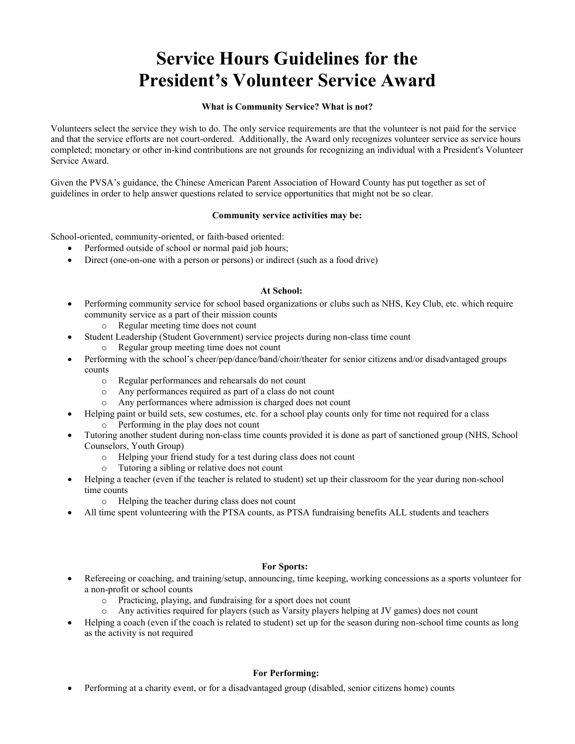# Service Hours Guidelines for the President's Volunteer Service Award

**What is Community Service? What is not?**

Volunteers select the service they wish to do. The only service requirements are that the volunteer is not paid for the service and that the service efforts are not court-ordered. Additionally, the Award only recognizes volunteer service as service hours completed; monetary or other in-kind contributions are not grounds for recognizing an individual with a President's Volunteer Service Award.

Given the PVSA's guidance, the Chinese American Parent Association of Howard County has put together as set of guidelines in order to help answer questions related to service opportunities that might not be so clear.

**Community service activities may be:**

School-oriented, community-oriented, or faith-based oriented:

- Performed outside of school or normal paid job hours;
- Direct (one-on-one with a person or persons) or indirect (such as a food drive)

**At School:**

- Performing community service for school based organizations or clubs such as NHS, Key Club, etc. which require community service as a part of their mission counts
    - Regular meeting time does not count
- Student Leadership (Student Government) service projects during non-class time count
    - Regular group meeting time does not count
- Performing with the school's cheer/pep/dance/band/choir/theater for senior citizens and/or disadvantaged groups counts
    - Regular performances and rehearsals do not count
    - Any performances required as part of a class do not count
    - Any performances where admission is charged does not count
- Helping paint or build sets, sew costumes, etc. for a school play counts only for time not required for a class
    - Performing in the play does not count
- Tutoring another student during non-class time counts provided it is done as part of sanctioned group (NHS, School Counselors, Youth Group)
    - Helping your friend study for a test during class does not count
    - Tutoring a sibling or relative does not count
- Helping a teacher (even if the teacher is related to student) set up their classroom for the year during non-school time counts
    - Helping the teacher during class does not count
- All time spent volunteering with the PTSA counts, as PTSA fundraising benefits ALL students and teachers

**For Sports:**

- Refereeing or coaching, and training/setup, announcing, time keeping, working concessions as a sports volunteer for a non-profit or school counts
    - Practicing, playing, and fundraising for a sport does not count
    - Any activities required for players (such as Varsity players helping at JV games) does not count
- Helping a coach (even if the coach is related to student) set up for the season during non-school time counts as long as the activity is not required

**For Performing:**

- Performing at a charity event, or for a disadvantaged group (disabled, senior citizens home) counts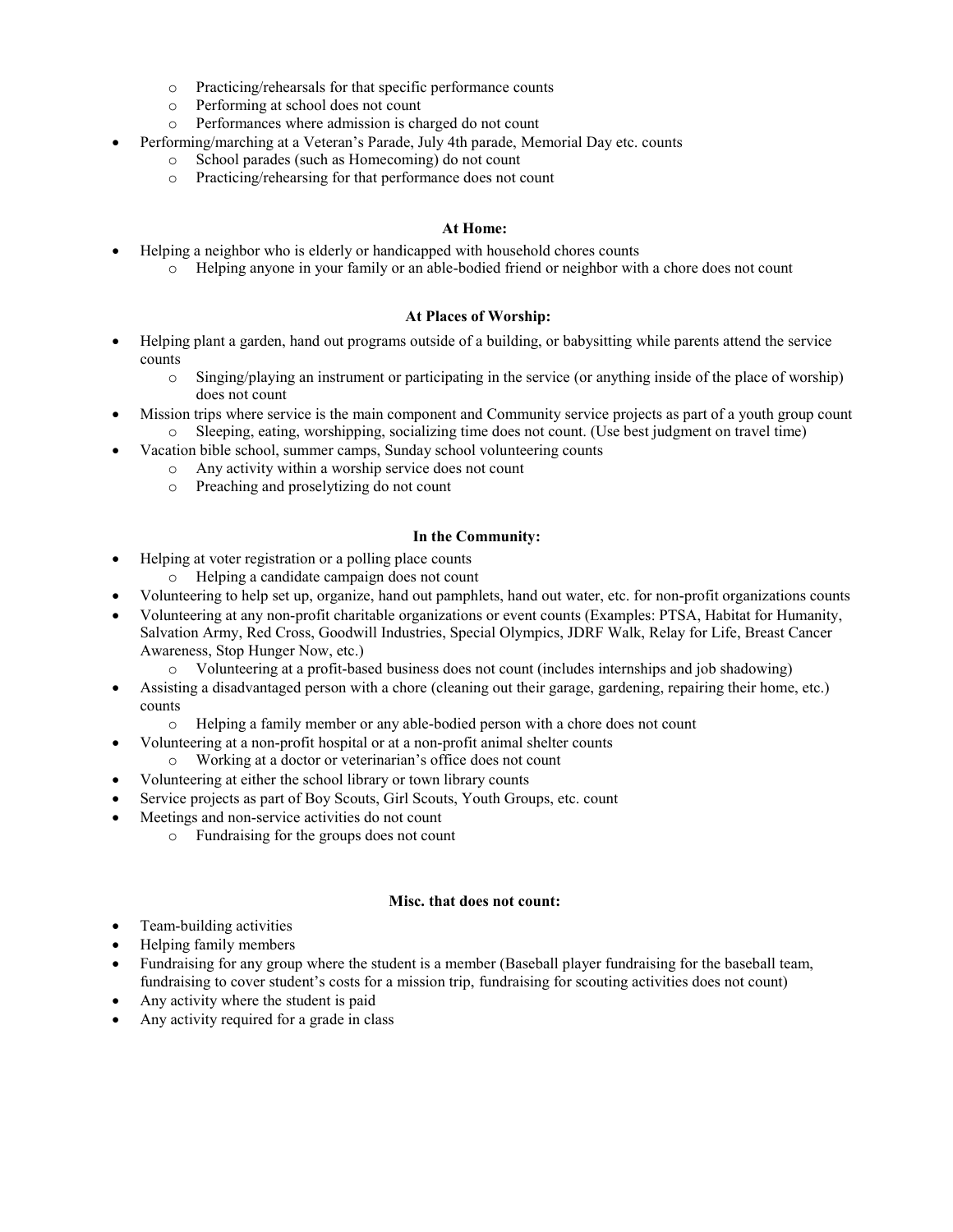- Practicing/rehearsals for that specific performance counts
  - Performing at school does not count
  - Performances where admission is charged do not count
- Performing/marching at a Veteran's Parade, July 4th parade, Memorial Day etc. counts
  - School parades (such as Homecoming) do not count
  - Practicing/rehearsing for that performance does not count

**At Home:**

- Helping a neighbor who is elderly or handicapped with household chores counts
  - Helping anyone in your family or an able-bodied friend or neighbor with a chore does not count

**At Places of Worship:**

- Helping plant a garden, hand out programs outside of a building, or babysitting while parents attend the service counts
  - Singing/playing an instrument or participating in the service (or anything inside of the place of worship) does not count
- Mission trips where service is the main component and Community service projects as part of a youth group count
  - Sleeping, eating, worshipping, socializing time does not count. (Use best judgment on travel time)
- Vacation bible school, summer camps, Sunday school volunteering counts
  - Any activity within a worship service does not count
  - Preaching and proselytizing do not count

**In the Community:**

- Helping at voter registration or a polling place counts
  - Helping a candidate campaign does not count
- Volunteering to help set up, organize, hand out pamphlets, hand out water, etc. for non-profit organizations counts
- Volunteering at any non-profit charitable organizations or event counts (Examples: PTSA, Habitat for Humanity, Salvation Army, Red Cross, Goodwill Industries, Special Olympics, JDRF Walk, Relay for Life, Breast Cancer Awareness, Stop Hunger Now, etc.)
  - Volunteering at a profit-based business does not count (includes internships and job shadowing)
- Assisting a disadvantaged person with a chore (cleaning out their garage, gardening, repairing their home, etc.) counts
  - Helping a family member or any able-bodied person with a chore does not count
- Volunteering at a non-profit hospital or at a non-profit animal shelter counts
  - Working at a doctor or veterinarian's office does not count
- Volunteering at either the school library or town library counts
- Service projects as part of Boy Scouts, Girl Scouts, Youth Groups, etc. count
- Meetings and non-service activities do not count
  - Fundraising for the groups does not count

**Misc. that does not count:**

- Team-building activities
- Helping family members
- Fundraising for any group where the student is a member (Baseball player fundraising for the baseball team, fundraising to cover student's costs for a mission trip, fundraising for scouting activities does not count)
- Any activity where the student is paid
- Any activity required for a grade in class